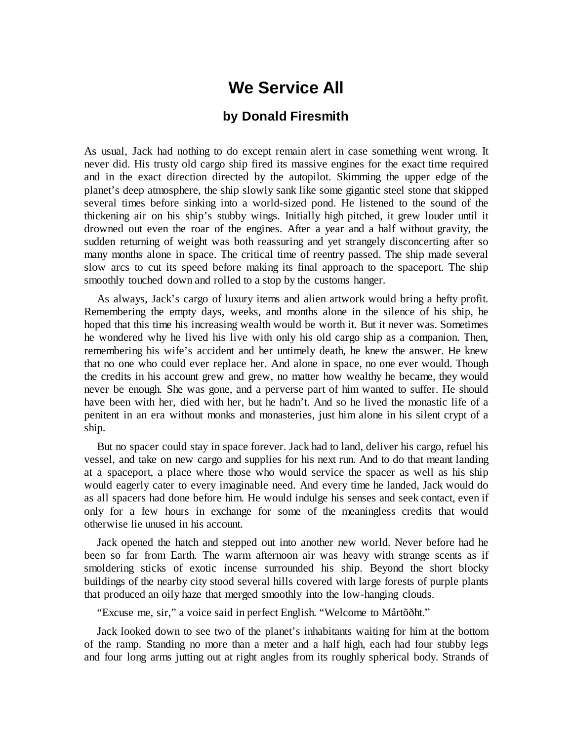# We Service All

### by Donald Firesmith

As usual, Jack had nothing to do except remain alert in case something went wrong. It never did. His trusty old cargo ship fired its massive engines for the exact time required and in the exact direction directed by the autopilot. Skimming the upper edge of the planet's deep atmosphere, the ship slowly sank like some gigantic steel stone that skipped several times before sinking into a world-sized pond. He listened to the sound of the thickening air on his ship's stubby wings. Initially high pitched, it grew louder until it drowned out even the roar of the engines. After a year and a half without gravity, the sudden returning of weight was both reassuring and yet strangely disconcerting after so many months alone in space. The critical time of reentry passed. The ship made several slow arcs to cut its speed before making its final approach to the spaceport. The ship smoothly touched down and rolled to a stop by the customs hanger.

As always, Jack's cargo of luxury items and alien artwork would bring a hefty profit. Remembering the empty days, weeks, and months alone in the silence of his ship, he hoped that this time his increasing wealth would be worth it. But it never was. Sometimes he wondered why he lived his live with only his old cargo ship as a companion. Then, remembering his wife's accident and her untimely death, he knew the answer. He knew that no one who could ever replace her. And alone in space, no one ever would. Though the credits in his account grew and grew, no matter how wealthy he became, they would never be enough. She was gone, and a perverse part of him wanted to suffer. He should have been with her, died with her, but he hadn't. And so he lived the monastic life of a penitent in an era without monks and monasteries, just him alone in his silent crypt of a ship.

But no spacer could stay in space forever. Jack had to land, deliver his cargo, refuel his vessel, and take on new cargo and supplies for his next run. And to do that meant landing at a spaceport, a place where those who would service the spacer as well as his ship would eagerly cater to every imaginable need. And every time he landed, Jack would do as all spacers had done before him. He would indulge his senses and seek contact, even if only for a few hours in exchange for some of the meaningless credits that would otherwise lie unused in his account.

Jack opened the hatch and stepped out into another new world. Never before had he been so far from Earth. The warm afternoon air was heavy with strange scents as if smoldering sticks of exotic incense surrounded his ship. Beyond the short blocky buildings of the nearby city stood several hills covered with large forests of purple plants that produced an oily haze that merged smoothly into the low-hanging clouds.

"Excuse me, sir," a voice said in perfect English. "Welcome to Mårtõðħt."

Jack looked down to see two of the planet's inhabitants waiting for him at the bottom of the ramp. Standing no more than a meter and a half high, each had four stubby legs and four long arms jutting out at right angles from its roughly spherical body. Strands of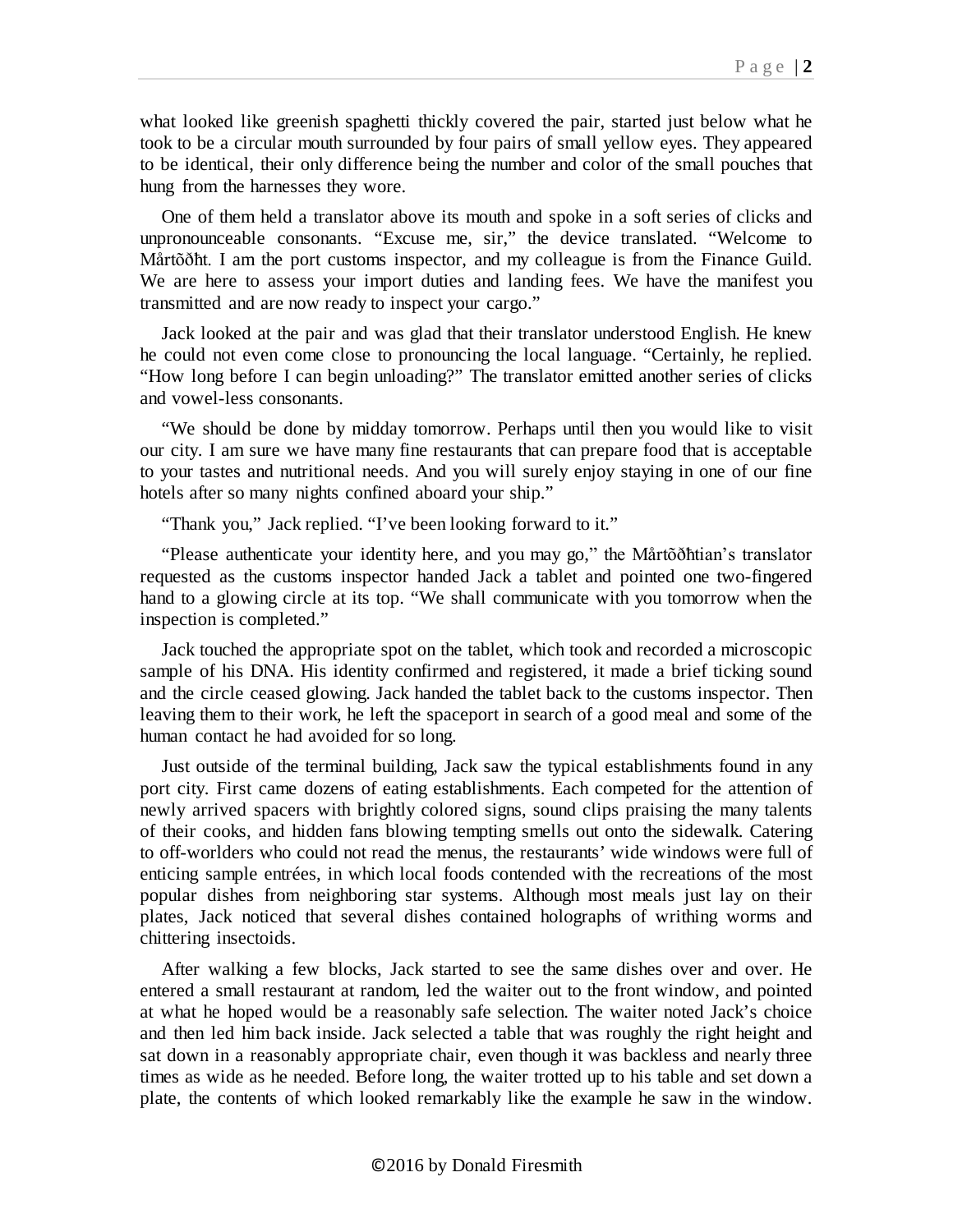what looked like greenish spaghetti thickly covered the pair, started just below what he took to be a circular mouth surrounded by four pairs of small yellow eyes. They appeared to be identical, their only difference being the number and color of the small pouches that hung from the harnesses they wore.

One of them held a translator above its mouth and spoke in a soft series of clicks and unpronounceable consonants. "Excuse me, sir," the device translated. "Welcome to Mårtõðħt. I am the port customs inspector, and my colleague is from the Finance Guild. We are here to assess your import duties and landing fees. We have the manifest you transmitted and are now ready to inspect your cargo."

Jack looked at the pair and was glad that their translator understood English. He knew he could not even come close to pronouncing the local language. "Certainly, he replied. "How long before I can begin unloading?" The translator emitted another series of clicks and vowel-less consonants.

"We should be done by midday tomorrow. Perhaps until then you would like to visit our city. I am sure we have many fine restaurants that can prepare food that is acceptable to your tastes and nutritional needs. And you will surely enjoy staying in one of our fine hotels after so many nights confined aboard your ship."

"Thank you," Jack replied. "I've been looking forward to it."

"Please authenticate your identity here, and you may go," the Mårtõðħtian's translator requested as the customs inspector handed Jack a tablet and pointed one two-fingered hand to a glowing circle at its top. "We shall communicate with you tomorrow when the inspection is completed."

Jack touched the appropriate spot on the tablet, which took and recorded a microscopic sample of his DNA. His identity confirmed and registered, it made a brief ticking sound and the circle ceased glowing. Jack handed the tablet back to the customs inspector. Then leaving them to their work, he left the spaceport in search of a good meal and some of the human contact he had avoided for so long.

Just outside of the terminal building, Jack saw the typical establishments found in any port city. First came dozens of eating establishments. Each competed for the attention of newly arrived spacers with brightly colored signs, sound clips praising the many talents of their cooks, and hidden fans blowing tempting smells out onto the sidewalk. Catering to off-worlders who could not read the menus, the restaurants' wide windows were full of enticing sample entrées, in which local foods contended with the recreations of the most popular dishes from neighboring star systems. Although most meals just lay on their plates, Jack noticed that several dishes contained holographs of writhing worms and chittering insectoids.

After walking a few blocks, Jack started to see the same dishes over and over. He entered a small restaurant at random, led the waiter out to the front window, and pointed at what he hoped would be a reasonably safe selection. The waiter noted Jack's choice and then led him back inside. Jack selected a table that was roughly the right height and sat down in a reasonably appropriate chair, even though it was backless and nearly three times as wide as he needed. Before long, the waiter trotted up to his table and set down a plate, the contents of which looked remarkably like the example he saw in the window.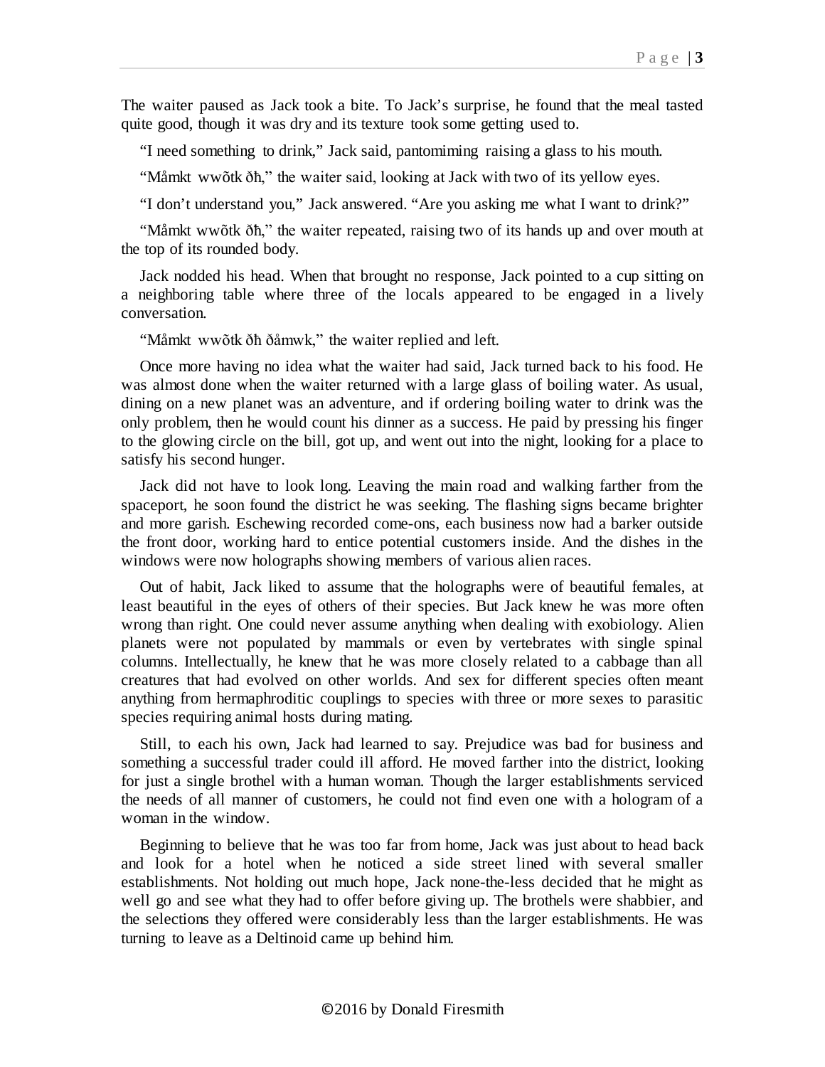The waiter paused as Jack took a bite. To Jack's surprise, he found that the meal tasted quite good, though it was dry and its texture took some getting used to.

"I need something to drink," Jack said, pantomiming raising a glass to his mouth.

"Måmkt wwõtk ðħ," the waiter said, looking at Jack with two of its yellow eyes.

"I don't understand you," Jack answered. "Are you asking me what I want to drink?"

"Måmkt wwõtk ðħ," the waiter repeated, raising two of its hands up and over mouth at the top of its rounded body.

Jack nodded his head. When that brought no response, Jack pointed to a cup sitting on a neighboring table where three of the locals appeared to be engaged in a lively conversation.

"Måmkt wwõtk ðħ ðåmwk," the waiter replied and left.

Once more having no idea what the waiter had said, Jack turned back to his food. He was almost done when the waiter returned with a large glass of boiling water. As usual, dining on a new planet was an adventure, and if ordering boiling water to drink was the only problem, then he would count his dinner as a success. He paid by pressing his finger to the glowing circle on the bill, got up, and went out into the night, looking for a place to satisfy his second hunger.

Jack did not have to look long. Leaving the main road and walking farther from the spaceport, he soon found the district he was seeking. The flashing signs became brighter and more garish. Eschewing recorded come-ons, each business now had a barker outside the front door, working hard to entice potential customers inside. And the dishes in the windows were now holographs showing members of various alien races.

Out of habit, Jack liked to assume that the holographs were of beautiful females, at least beautiful in the eyes of others of their species. But Jack knew he was more often wrong than right. One could never assume anything when dealing with exobiology. Alien planets were not populated by mammals or even by vertebrates with single spinal columns. Intellectually, he knew that he was more closely related to a cabbage than all creatures that had evolved on other worlds. And sex for different species often meant anything from hermaphroditic couplings to species with three or more sexes to parasitic species requiring animal hosts during mating.

Still, to each his own, Jack had learned to say. Prejudice was bad for business and something a successful trader could ill afford. He moved farther into the district, looking for just a single brothel with a human woman. Though the larger establishments serviced the needs of all manner of customers, he could not find even one with a hologram of a woman in the window.

Beginning to believe that he was too far from home, Jack was just about to head back and look for a hotel when he noticed a side street lined with several smaller establishments. Not holding out much hope, Jack none-the-less decided that he might as well go and see what they had to offer before giving up. The brothels were shabbier, and the selections they offered were considerably less than the larger establishments. He was turning to leave as a Deltinoid came up behind him.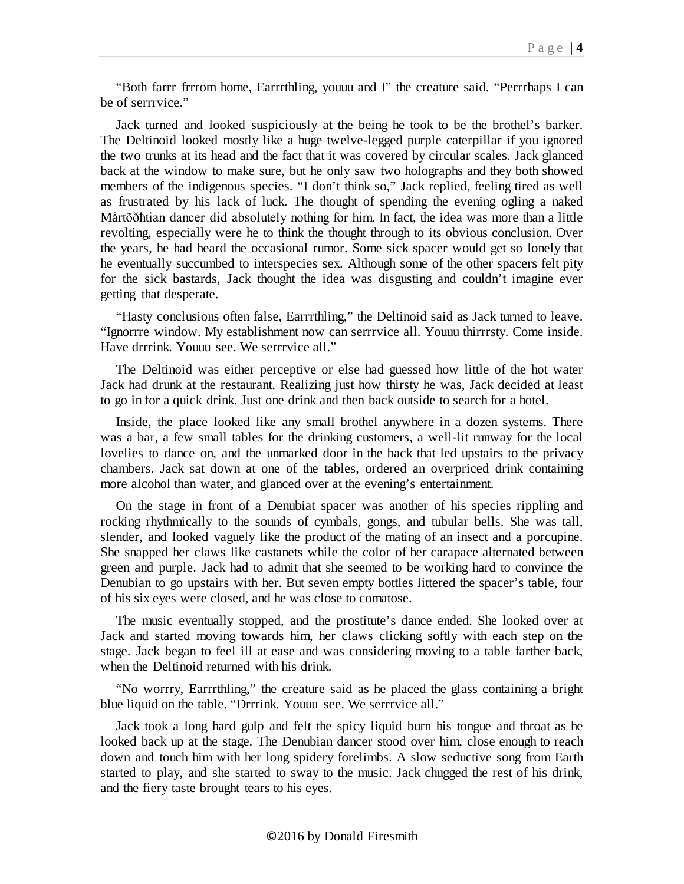"Both farrr frrrom home, Earrrthling, youuu and I" the creature said. "Perrrhaps I can be of serrrvice."

Jack turned and looked suspiciously at the being he took to be the brothel's barker. The Deltinoid looked mostly like a huge twelve-legged purple caterpillar if you ignored the two trunks at its head and the fact that it was covered by circular scales. Jack glanced back at the window to make sure, but he only saw two holographs and they both showed members of the indigenous species. "I don't think so," Jack replied, feeling tired as well as frustrated by his lack of luck. The thought of spending the evening ogling a naked Mårtõðħtian dancer did absolutely nothing for him. In fact, the idea was more than a little revolting, especially were he to think the thought through to its obvious conclusion. Over the years, he had heard the occasional rumor. Some sick spacer would get so lonely that he eventually succumbed to interspecies sex. Although some of the other spacers felt pity for the sick bastards, Jack thought the idea was disgusting and couldn't imagine ever getting that desperate.

"Hasty conclusions often false, Earrrthling," the Deltinoid said as Jack turned to leave. "Ignorrre window. My establishment now can serrrvice all. Youuu thirrrsty. Come inside. Have drrrink. Youuu see. We serrrvice all."

The Deltinoid was either perceptive or else had guessed how little of the hot water Jack had drunk at the restaurant. Realizing just how thirsty he was, Jack decided at least to go in for a quick drink. Just one drink and then back outside to search for a hotel.

Inside, the place looked like any small brothel anywhere in a dozen systems. There was a bar, a few small tables for the drinking customers, a well-lit runway for the local lovelies to dance on, and the unmarked door in the back that led upstairs to the privacy chambers. Jack sat down at one of the tables, ordered an overpriced drink containing more alcohol than water, and glanced over at the evening's entertainment.

On the stage in front of a Denubiat spacer was another of his species rippling and rocking rhythmically to the sounds of cymbals, gongs, and tubular bells. She was tall, slender, and looked vaguely like the product of the mating of an insect and a porcupine. She snapped her claws like castanets while the color of her carapace alternated between green and purple. Jack had to admit that she seemed to be working hard to convince the Denubian to go upstairs with her. But seven empty bottles littered the spacer's table, four of his six eyes were closed, and he was close to comatose.

The music eventually stopped, and the prostitute's dance ended. She looked over at Jack and started moving towards him, her claws clicking softly with each step on the stage. Jack began to feel ill at ease and was considering moving to a table farther back, when the Deltinoid returned with his drink.

"No worrry, Earrrthling," the creature said as he placed the glass containing a bright blue liquid on the table. "Drrrink. Youuu see. We serrrvice all."

Jack took a long hard gulp and felt the spicy liquid burn his tongue and throat as he looked back up at the stage. The Denubian dancer stood over him, close enough to reach down and touch him with her long spidery forelimbs. A slow seductive song from Earth started to play, and she started to sway to the music. Jack chugged the rest of his drink, and the fiery taste brought tears to his eyes.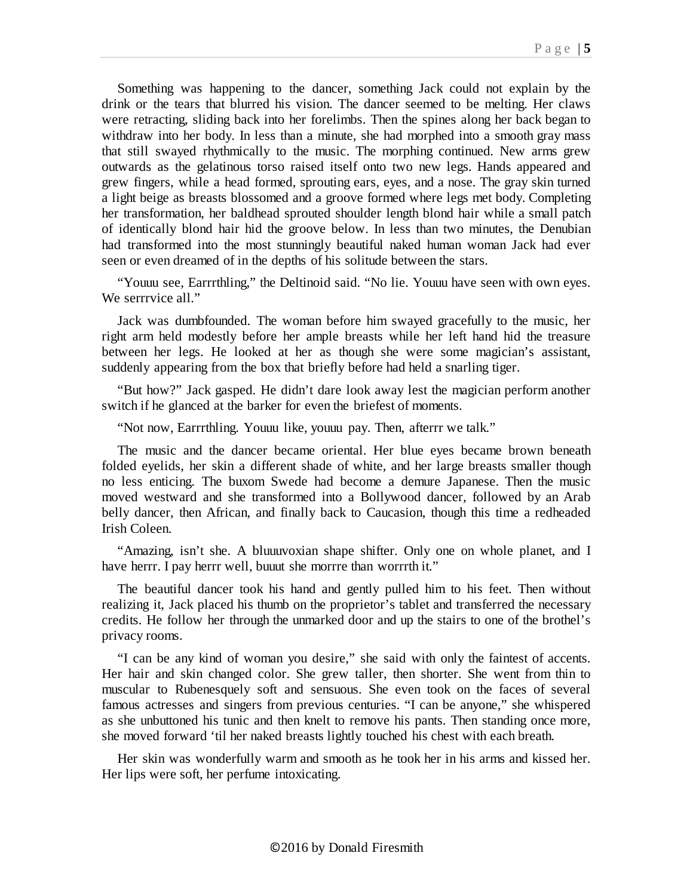Something was happening to the dancer, something Jack could not explain by the drink or the tears that blurred his vision. The dancer seemed to be melting. Her claws were retracting, sliding back into her forelimbs. Then the spines along her back began to withdraw into her body. In less than a minute, she had morphed into a smooth gray mass that still swayed rhythmically to the music. The morphing continued. New arms grew outwards as the gelatinous torso raised itself onto two new legs. Hands appeared and grew fingers, while a head formed, sprouting ears, eyes, and a nose. The gray skin turned a light beige as breasts blossomed and a groove formed where legs met body. Completing her transformation, her baldhead sprouted shoulder length blond hair while a small patch of identically blond hair hid the groove below. In less than two minutes, the Denubian had transformed into the most stunningly beautiful naked human woman Jack had ever seen or even dreamed of in the depths of his solitude between the stars.

"Youuu see, Earrrthling," the Deltinoid said. "No lie. Youuu have seen with own eyes. We serrrvice all."

Jack was dumbfounded. The woman before him swayed gracefully to the music, her right arm held modestly before her ample breasts while her left hand hid the treasure between her legs. He looked at her as though she were some magician's assistant, suddenly appearing from the box that briefly before had held a snarling tiger.

"But how?" Jack gasped. He didn't dare look away lest the magician perform another switch if he glanced at the barker for even the briefest of moments.

"Not now, Earrrthling. Youuu like, youuu pay. Then, afterrr we talk."

The music and the dancer became oriental. Her blue eyes became brown beneath folded eyelids, her skin a different shade of white, and her large breasts smaller though no less enticing. The buxom Swede had become a demure Japanese. Then the music moved westward and she transformed into a Bollywood dancer, followed by an Arab belly dancer, then African, and finally back to Caucasion, though this time a redheaded Irish Coleen.

"Amazing, isn't she. A bluuuvoxian shape shifter. Only one on whole planet, and I have herrr. I pay herrr well, buuut she morrre than worrrth it."

The beautiful dancer took his hand and gently pulled him to his feet. Then without realizing it, Jack placed his thumb on the proprietor's tablet and transferred the necessary credits. He follow her through the unmarked door and up the stairs to one of the brothel's privacy rooms.

"I can be any kind of woman you desire," she said with only the faintest of accents. Her hair and skin changed color. She grew taller, then shorter. She went from thin to muscular to Rubenesquely soft and sensuous. She even took on the faces of several famous actresses and singers from previous centuries. "I can be anyone," she whispered as she unbuttoned his tunic and then knelt to remove his pants. Then standing once more, she moved forward 'til her naked breasts lightly touched his chest with each breath.

Her skin was wonderfully warm and smooth as he took her in his arms and kissed her. Her lips were soft, her perfume intoxicating.

©2016 by Donald Firesmith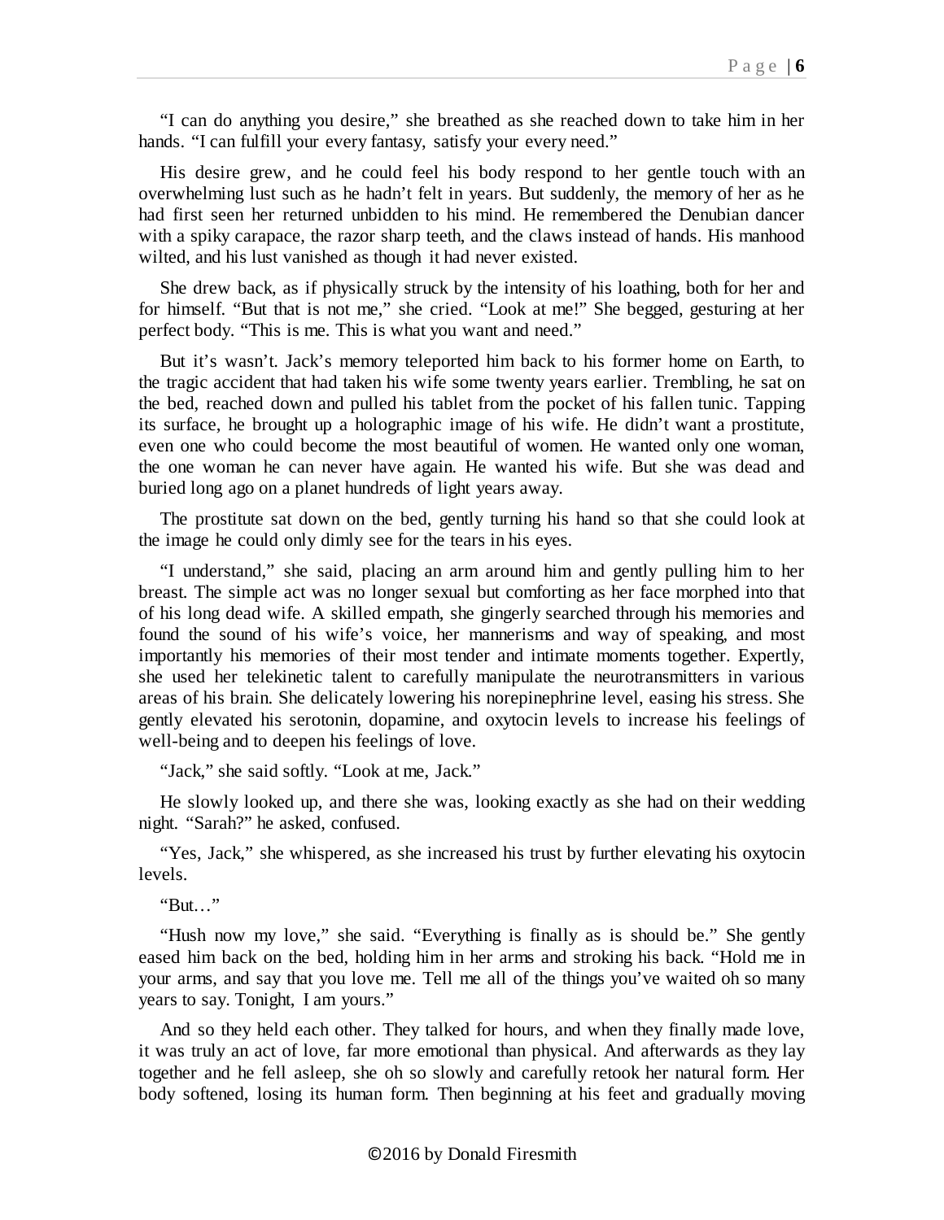"I can do anything you desire," she breathed as she reached down to take him in her hands. "I can fulfill your every fantasy, satisfy your every need."

His desire grew, and he could feel his body respond to her gentle touch with an overwhelming lust such as he hadn't felt in years. But suddenly, the memory of her as he had first seen her returned unbidden to his mind. He remembered the Denubian dancer with a spiky carapace, the razor sharp teeth, and the claws instead of hands. His manhood wilted, and his lust vanished as though it had never existed.

She drew back, as if physically struck by the intensity of his loathing, both for her and for himself. "But that is not me," she cried. "Look at me!" She begged, gesturing at her perfect body. "This is me. This is what you want and need."

But it's wasn't. Jack's memory teleported him back to his former home on Earth, to the tragic accident that had taken his wife some twenty years earlier. Trembling, he sat on the bed, reached down and pulled his tablet from the pocket of his fallen tunic. Tapping its surface, he brought up a holographic image of his wife. He didn't want a prostitute, even one who could become the most beautiful of women. He wanted only one woman, the one woman he can never have again. He wanted his wife. But she was dead and buried long ago on a planet hundreds of light years away.

The prostitute sat down on the bed, gently turning his hand so that she could look at the image he could only dimly see for the tears in his eyes.

"I understand," she said, placing an arm around him and gently pulling him to her breast. The simple act was no longer sexual but comforting as her face morphed into that of his long dead wife. A skilled empath, she gingerly searched through his memories and found the sound of his wife's voice, her mannerisms and way of speaking, and most importantly his memories of their most tender and intimate moments together. Expertly, she used her telekinetic talent to carefully manipulate the neurotransmitters in various areas of his brain. She delicately lowering his norepinephrine level, easing his stress. She gently elevated his serotonin, dopamine, and oxytocin levels to increase his feelings of well-being and to deepen his feelings of love.

"Jack," she said softly. "Look at me, Jack."

He slowly looked up, and there she was, looking exactly as she had on their wedding night. "Sarah?" he asked, confused.

"Yes, Jack," she whispered, as she increased his trust by further elevating his oxytocin levels.

"But…"

"Hush now my love," she said. "Everything is finally as is should be." She gently eased him back on the bed, holding him in her arms and stroking his back. "Hold me in your arms, and say that you love me. Tell me all of the things you've waited oh so many years to say. Tonight, I am yours."

And so they held each other. They talked for hours, and when they finally made love, it was truly an act of love, far more emotional than physical. And afterwards as they lay together and he fell asleep, she oh so slowly and carefully retook her natural form. Her body softened, losing its human form. Then beginning at his feet and gradually moving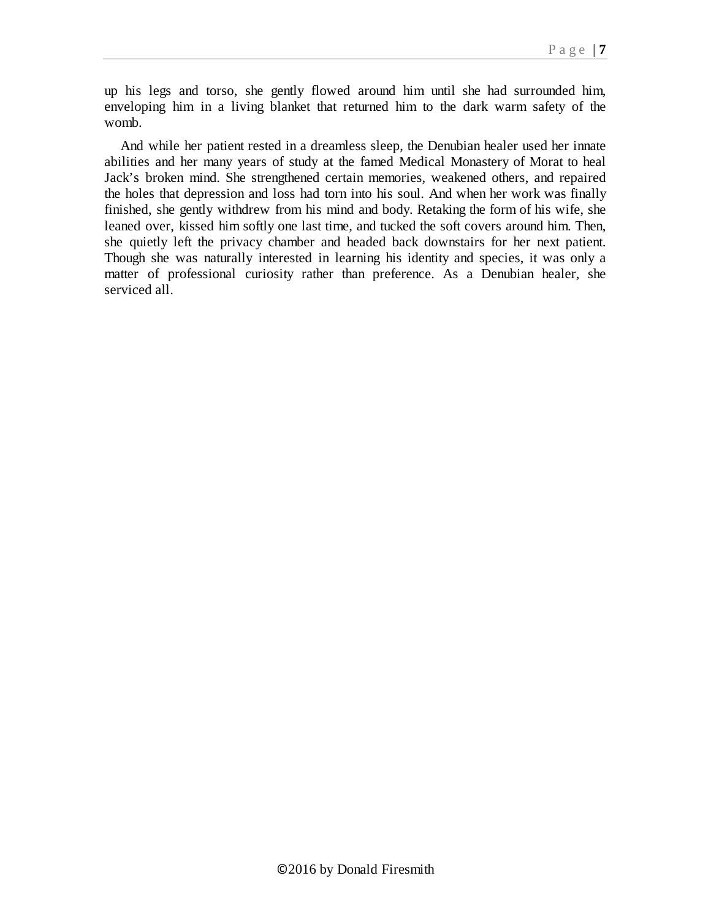up his legs and torso, she gently flowed around him until she had surrounded him, enveloping him in a living blanket that returned him to the dark warm safety of the womb.

And while her patient rested in a dreamless sleep, the Denubian healer used her innate abilities and her many years of study at the famed Medical Monastery of Morat to heal Jack's broken mind. She strengthened certain memories, weakened others, and repaired the holes that depression and loss had torn into his soul. And when her work was finally finished, she gently withdrew from his mind and body. Retaking the form of his wife, she leaned over, kissed him softly one last time, and tucked the soft covers around him. Then, she quietly left the privacy chamber and headed back downstairs for her next patient. Though she was naturally interested in learning his identity and species, it was only a matter of professional curiosity rather than preference. As a Denubian healer, she serviced all.